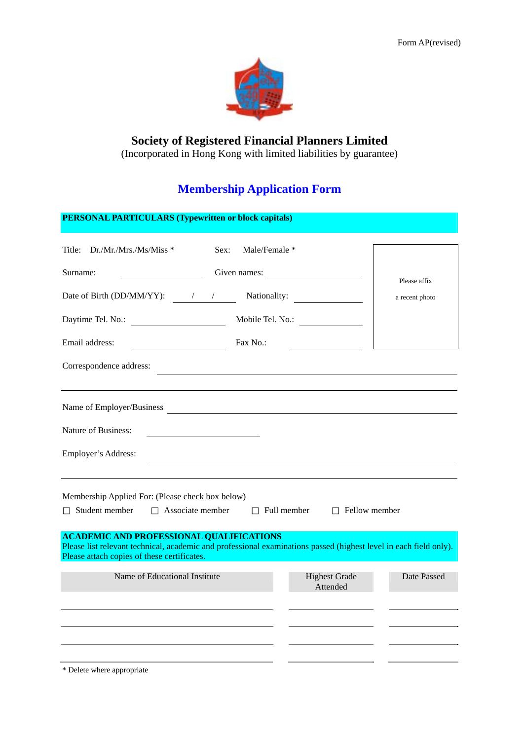Form AP(revised)

# Society of Registered Financial Planners Limited

(Incorporated in Hong Kong with limited liabilities by guarantee)

## Membership Application Form

**PERSONAL PARTICULARS (Typewritten or block capitals)**

Title: Dr./Mr./Mrs./Ms/Miss * Sex: Male/Female *

Please affix a recent photo

Surname: ________________ Given names: ________________

Date of Birth (DD/MM/YY): ___/___/___ Nationality: ________________

Daytime Tel. No.: ________________ Mobile Tel. No.: ________________

Email address: ________________ Fax No.: ________________

Correspondence address: ________________________________________________

________________________________________________________________

Name of Employer/Business ________________________________________________

Nature of Business: ________________

Employer's Address: ________________________________________________

________________________________________________________________

Membership Applied For: (Please check box below)

☐ Student member ☐ Associate member ☐ Full member ☐ Fellow member

**ACADEMIC AND PROFESSIONAL QUALIFICATIONS**
Please list relevant technical, academic and professional examinations passed (highest level in each field only).
Please attach copies of these certificates.

| Name of Educational Institute | Highest Grade Attended | Date Passed |
|---|---|---|
| | | |
| | | |
| | | |
| | | |

* Delete where appropriate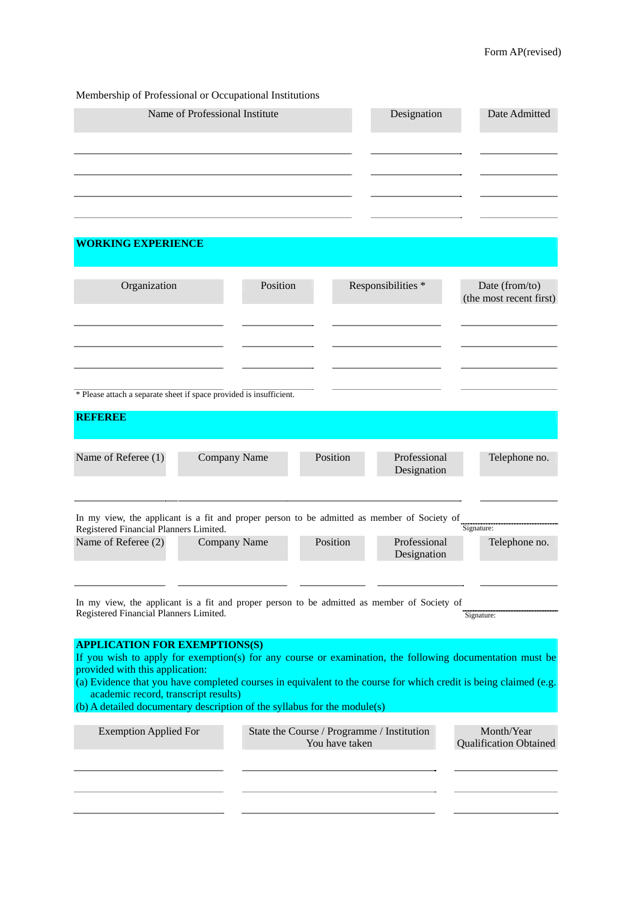Form AP(revised)

Membership of Professional or Occupational Institutions

| Name of Professional Institute | Designation | Date Admitted |
| --- | --- | --- |
| | | |
| | | |
| | | |
| | | |

## WORKING EXPERIENCE

| Organization | Position | Responsibilities * | Date (from/to) (the most recent first) |
| --- | --- | --- | --- |
| | | | |
| | | | |
| | | | |
| | | | |

\* Please attach a separate sheet if space provided is insufficient.

## REFEREE

| Name of Referee (1) | Company Name | Position | Professional Designation | Telephone no. |
| --- | --- | --- | --- | --- |
| | | | | |

In my view, the applicant is a fit and proper person to be admitted as member of Society of Registered Financial Planners Limited.

Signature:

| Name of Referee (2) | Company Name | Position | Professional Designation | Telephone no. |
| --- | --- | --- | --- | --- |
| | | | | |

In my view, the applicant is a fit and proper person to be admitted as member of Society of Registered Financial Planners Limited.

Signature:

## APPLICATION FOR EXEMPTIONS(S)

If you wish to apply for exemption(s) for any course or examination, the following documentation must be provided with this application:

(a) Evidence that you have completed courses in equivalent to the course for which credit is being claimed (e.g. academic record, transcript results)

(b) A detailed documentary description of the syllabus for the module(s)

| Exemption Applied For | State the Course / Programme / Institution You have taken | Month/Year Qualification Obtained |
| --- | --- | --- |
| | | |
| | | |
| | | |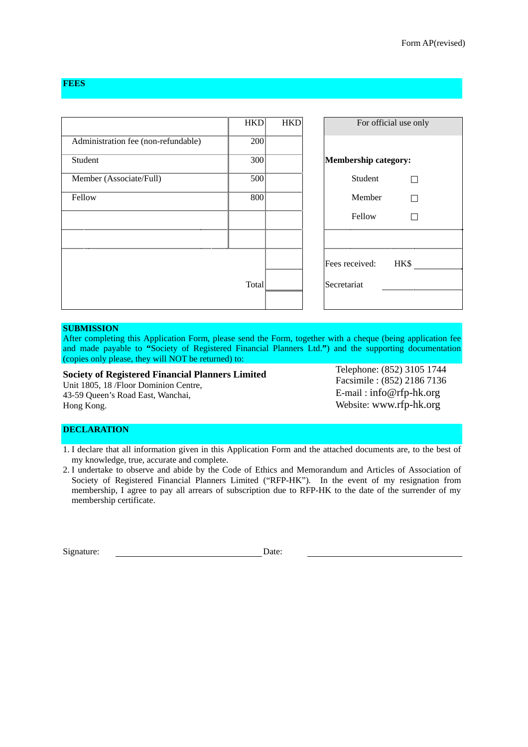Form AP(revised)

## FEES

| | HKD | HKD |
|---|---|---|
| Administration fee (non-refundable) | 200 | |
| Student | 300 | |
| Member (Associate/Full) | 500 | |
| Fellow | 800 | |
| | | |
| | | |
| | | |
| Total | | |

| For official use only | |
|---|---|
| **Membership category:** | |
| Student | ☐ |
| Member | ☐ |
| Fellow | ☐ |
| Fees received: | HK$ ________ |
| Secretariat | ________ |

## SUBMISSION

After completing this Application Form, please send the Form, together with a cheque (being application fee and made payable to **"**Society of Registered Financial Planners Ltd.**"**) and the supporting documentation (copies only please, they will NOT be returned) to:

**Society of Registered Financial Planners Limited**
Unit 1805, 18 /Floor Dominion Centre,
43-59 Queen's Road East, Wanchai,
Hong Kong.

Telephone: (852) 3105 1744
Facsimile : (852) 2186 7136
E-mail : info@rfp-hk.org
Website: www.rfp-hk.org

## DECLARATION

1. I declare that all information given in this Application Form and the attached documents are, to the best of my knowledge, true, accurate and complete.
2. I undertake to observe and abide by the Code of Ethics and Memorandum and Articles of Association of Society of Registered Financial Planners Limited ("RFP-HK"). In the event of my resignation from membership, I agree to pay all arrears of subscription due to RFP-HK to the date of the surrender of my membership certificate.

Signature: ______________________________ Date: ______________________________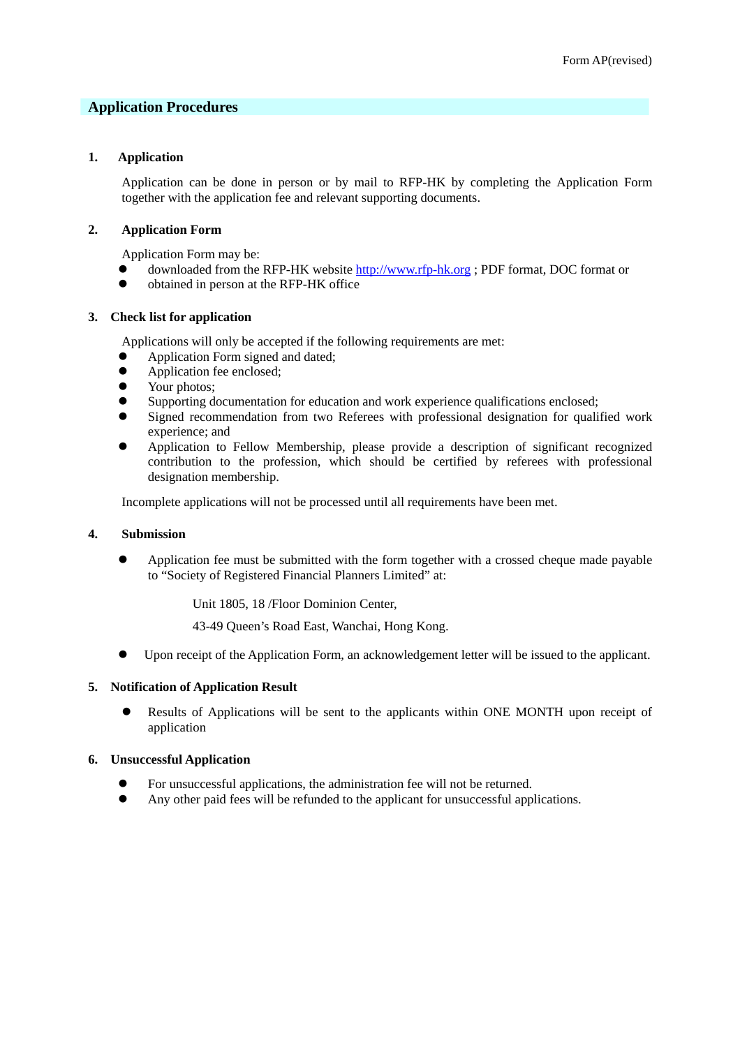Form AP(revised)

## Application Procedures

### 1. Application

Application can be done in person or by mail to RFP-HK by completing the Application Form together with the application fee and relevant supporting documents.

### 2. Application Form

Application Form may be:

- downloaded from the RFP-HK website http://www.rfp-hk.org ; PDF format, DOC format or
- obtained in person at the RFP-HK office

### 3. Check list for application

Applications will only be accepted if the following requirements are met:

- Application Form signed and dated;
- Application fee enclosed;
- Your photos;
- Supporting documentation for education and work experience qualifications enclosed;
- Signed recommendation from two Referees with professional designation for qualified work experience; and
- Application to Fellow Membership, please provide a description of significant recognized contribution to the profession, which should be certified by referees with professional designation membership.

Incomplete applications will not be processed until all requirements have been met.

### 4. Submission

- Application fee must be submitted with the form together with a crossed cheque made payable to "Society of Registered Financial Planners Limited" at:

  Unit 1805, 18 /Floor Dominion Center,

  43-49 Queen's Road East, Wanchai, Hong Kong.

- Upon receipt of the Application Form, an acknowledgement letter will be issued to the applicant.

### 5. Notification of Application Result

- Results of Applications will be sent to the applicants within ONE MONTH upon receipt of application

### 6. Unsuccessful Application

- For unsuccessful applications, the administration fee will not be returned.
- Any other paid fees will be refunded to the applicant for unsuccessful applications.